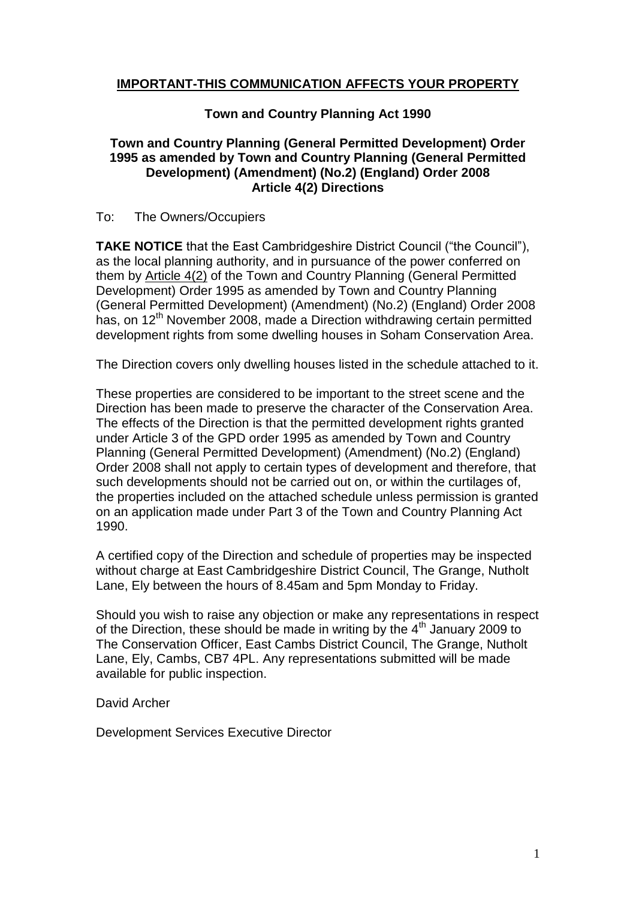**IMPORTANT-THIS COMMUNICATION AFFECTS YOUR PROPERTY**

**Town and Country Planning Act 1990**

**Town and Country Planning (General Permitted Development) Order 1995 as amended by Town and Country Planning (General Permitted Development) (Amendment) (No.2) (England) Order 2008**
**Article 4(2) Directions**

To: The Owners/Occupiers

**TAKE NOTICE** that the East Cambridgeshire District Council ("the Council"), as the local planning authority, and in pursuance of the power conferred on them by Article 4(2) of the Town and Country Planning (General Permitted Development) Order 1995 as amended by Town and Country Planning (General Permitted Development) (Amendment) (No.2) (England) Order 2008 has, on 12th November 2008, made a Direction withdrawing certain permitted development rights from some dwelling houses in Soham Conservation Area.

The Direction covers only dwelling houses listed in the schedule attached to it.

These properties are considered to be important to the street scene and the Direction has been made to preserve the character of the Conservation Area. The effects of the Direction is that the permitted development rights granted under Article 3 of the GPD order 1995 as amended by Town and Country Planning (General Permitted Development) (Amendment) (No.2) (England) Order 2008 shall not apply to certain types of development and therefore, that such developments should not be carried out on, or within the curtilages of, the properties included on the attached schedule unless permission is granted on an application made under Part 3 of the Town and Country Planning Act 1990.

A certified copy of the Direction and schedule of properties may be inspected without charge at East Cambridgeshire District Council, The Grange, Nutholt Lane, Ely between the hours of 8.45am and 5pm Monday to Friday.

Should you wish to raise any objection or make any representations in respect of the Direction, these should be made in writing by the 4th January 2009 to The Conservation Officer, East Cambs District Council, The Grange, Nutholt Lane, Ely, Cambs, CB7 4PL. Any representations submitted will be made available for public inspection.

David Archer

Development Services Executive Director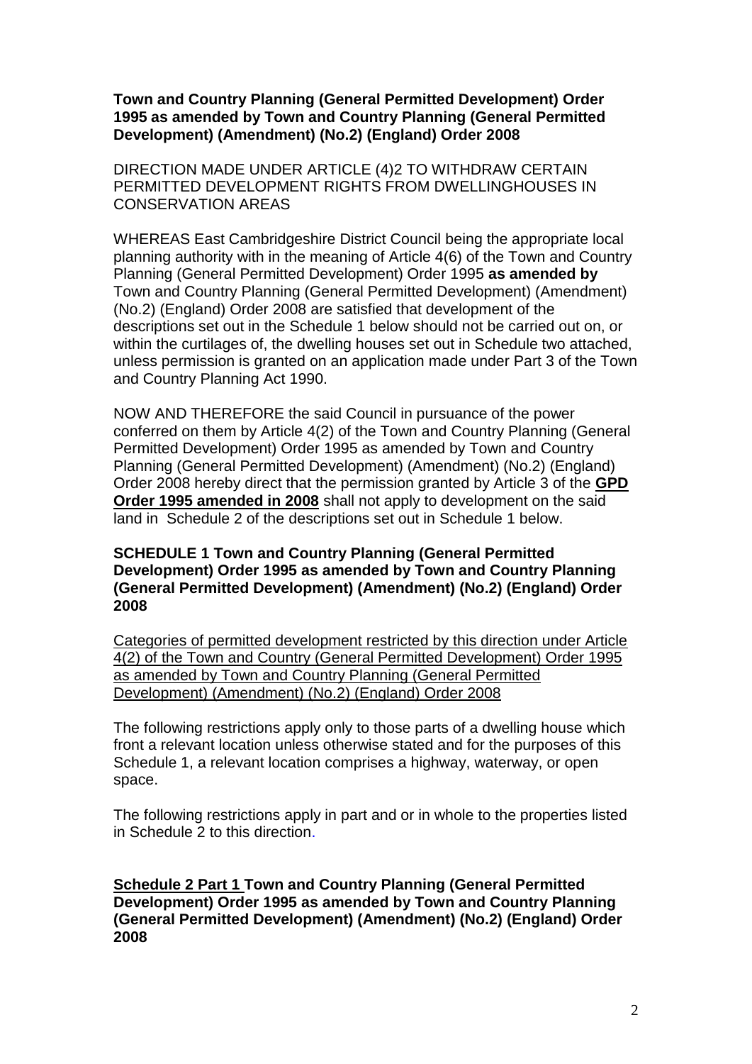**Town and Country Planning (General Permitted Development) Order 1995 as amended by Town and Country Planning (General Permitted Development) (Amendment) (No.2) (England) Order 2008**

DIRECTION MADE UNDER ARTICLE (4)2 TO WITHDRAW CERTAIN PERMITTED DEVELOPMENT RIGHTS FROM DWELLINGHOUSES IN CONSERVATION AREAS

WHEREAS East Cambridgeshire District Council being the appropriate local planning authority with in the meaning of Article 4(6) of the Town and Country Planning (General Permitted Development) Order 1995 **as amended by** Town and Country Planning (General Permitted Development) (Amendment) (No.2) (England) Order 2008 are satisfied that development of the descriptions set out in the Schedule 1 below should not be carried out on, or within the curtilages of, the dwelling houses set out in Schedule two attached, unless permission is granted on an application made under Part 3 of the Town and Country Planning Act 1990.

NOW AND THEREFORE the said Council in pursuance of the power conferred on them by Article 4(2) of the Town and Country Planning (General Permitted Development) Order 1995 as amended by Town and Country Planning (General Permitted Development) (Amendment) (No.2) (England) Order 2008 hereby direct that the permission granted by Article 3 of the **GPD Order 1995 amended in 2008** shall not apply to development on the said land in Schedule 2 of the descriptions set out in Schedule 1 below.

**SCHEDULE 1 Town and Country Planning (General Permitted Development) Order 1995 as amended by Town and Country Planning (General Permitted Development) (Amendment) (No.2) (England) Order 2008**

Categories of permitted development restricted by this direction under Article 4(2) of the Town and Country (General Permitted Development) Order 1995 as amended by Town and Country Planning (General Permitted Development) (Amendment) (No.2) (England) Order 2008

The following restrictions apply only to those parts of a dwelling house which front a relevant location unless otherwise stated and for the purposes of this Schedule 1, a relevant location comprises a highway, waterway, or open space.

The following restrictions apply in part and or in whole to the properties listed in Schedule 2 to this direction.

**Schedule 2 Part 1 Town and Country Planning (General Permitted Development) Order 1995 as amended by Town and Country Planning (General Permitted Development) (Amendment) (No.2) (England) Order 2008**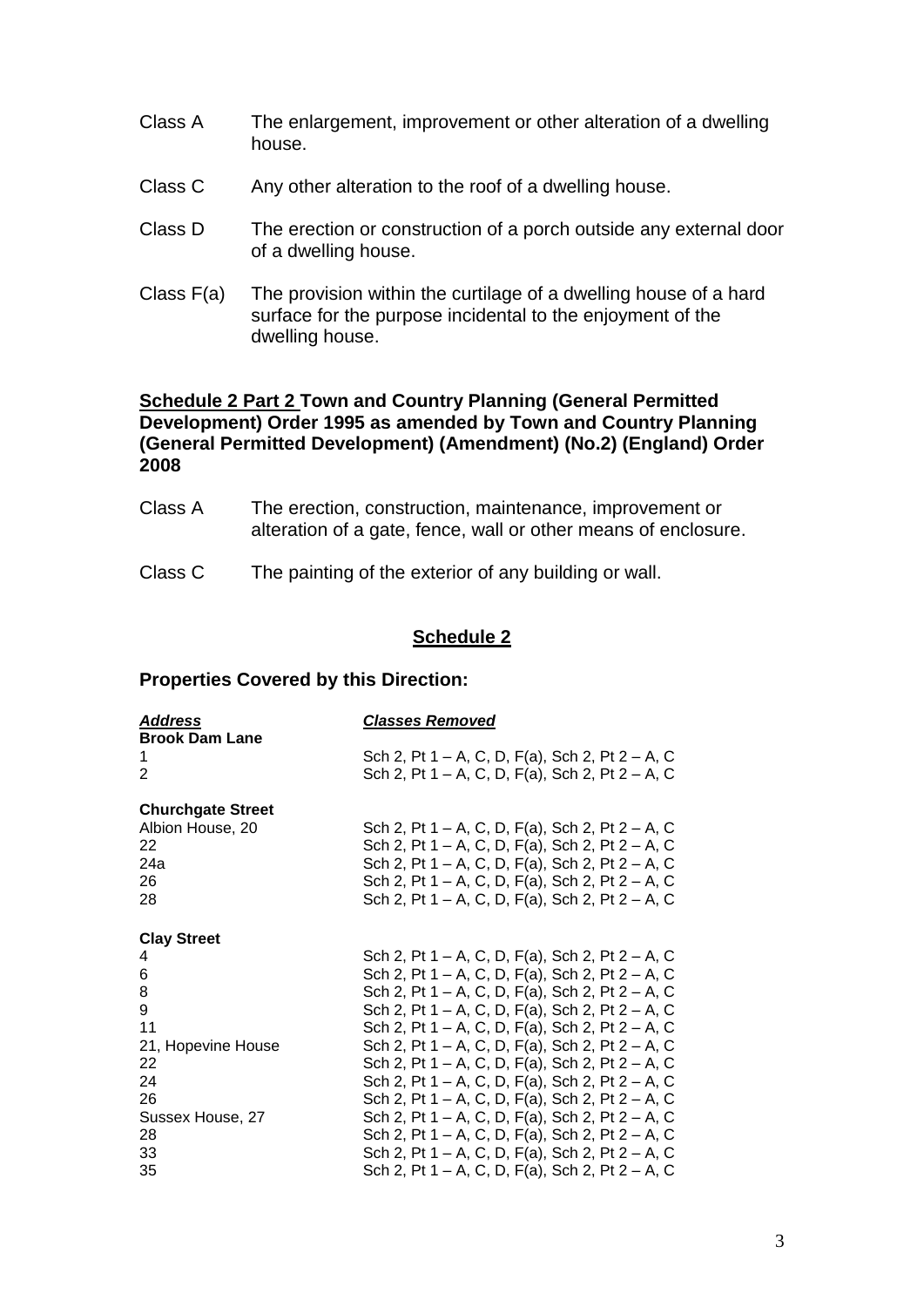Class A The enlargement, improvement or other alteration of a dwelling house.

Class C Any other alteration to the roof of a dwelling house.

Class D The erection or construction of a porch outside any external door of a dwelling house.

Class F(a) The provision within the curtilage of a dwelling house of a hard surface for the purpose incidental to the enjoyment of the dwelling house.

**<u>Schedule 2 Part 2</u> Town and Country Planning (General Permitted Development) Order 1995 as amended by Town and Country Planning (General Permitted Development) (Amendment) (No.2) (England) Order 2008**

Class A The erection, construction, maintenance, improvement or alteration of a gate, fence, wall or other means of enclosure.

Class C The painting of the exterior of any building or wall.

## <u>Schedule 2</u>

### Properties Covered by this Direction:

| ***Address*** | ***Classes Removed*** |
|---|---|
| **Brook Dam Lane** | |
| 1 | Sch 2, Pt 1 – A, C, D, F(a), Sch 2, Pt 2 – A, C |
| 2 | Sch 2, Pt 1 – A, C, D, F(a), Sch 2, Pt 2 – A, C |
| **Churchgate Street** | |
| Albion House, 20 | Sch 2, Pt 1 – A, C, D, F(a), Sch 2, Pt 2 – A, C |
| 22 | Sch 2, Pt 1 – A, C, D, F(a), Sch 2, Pt 2 – A, C |
| 24a | Sch 2, Pt 1 – A, C, D, F(a), Sch 2, Pt 2 – A, C |
| 26 | Sch 2, Pt 1 – A, C, D, F(a), Sch 2, Pt 2 – A, C |
| 28 | Sch 2, Pt 1 – A, C, D, F(a), Sch 2, Pt 2 – A, C |
| **Clay Street** | |
| 4 | Sch 2, Pt 1 – A, C, D, F(a), Sch 2, Pt 2 – A, C |
| 6 | Sch 2, Pt 1 – A, C, D, F(a), Sch 2, Pt 2 – A, C |
| 8 | Sch 2, Pt 1 – A, C, D, F(a), Sch 2, Pt 2 – A, C |
| 9 | Sch 2, Pt 1 – A, C, D, F(a), Sch 2, Pt 2 – A, C |
| 11 | Sch 2, Pt 1 – A, C, D, F(a), Sch 2, Pt 2 – A, C |
| 21, Hopevine House | Sch 2, Pt 1 – A, C, D, F(a), Sch 2, Pt 2 – A, C |
| 22 | Sch 2, Pt 1 – A, C, D, F(a), Sch 2, Pt 2 – A, C |
| 24 | Sch 2, Pt 1 – A, C, D, F(a), Sch 2, Pt 2 – A, C |
| 26 | Sch 2, Pt 1 – A, C, D, F(a), Sch 2, Pt 2 – A, C |
| Sussex House, 27 | Sch 2, Pt 1 – A, C, D, F(a), Sch 2, Pt 2 – A, C |
| 28 | Sch 2, Pt 1 – A, C, D, F(a), Sch 2, Pt 2 – A, C |
| 33 | Sch 2, Pt 1 – A, C, D, F(a), Sch 2, Pt 2 – A, C |
| 35 | Sch 2, Pt 1 – A, C, D, F(a), Sch 2, Pt 2 – A, C |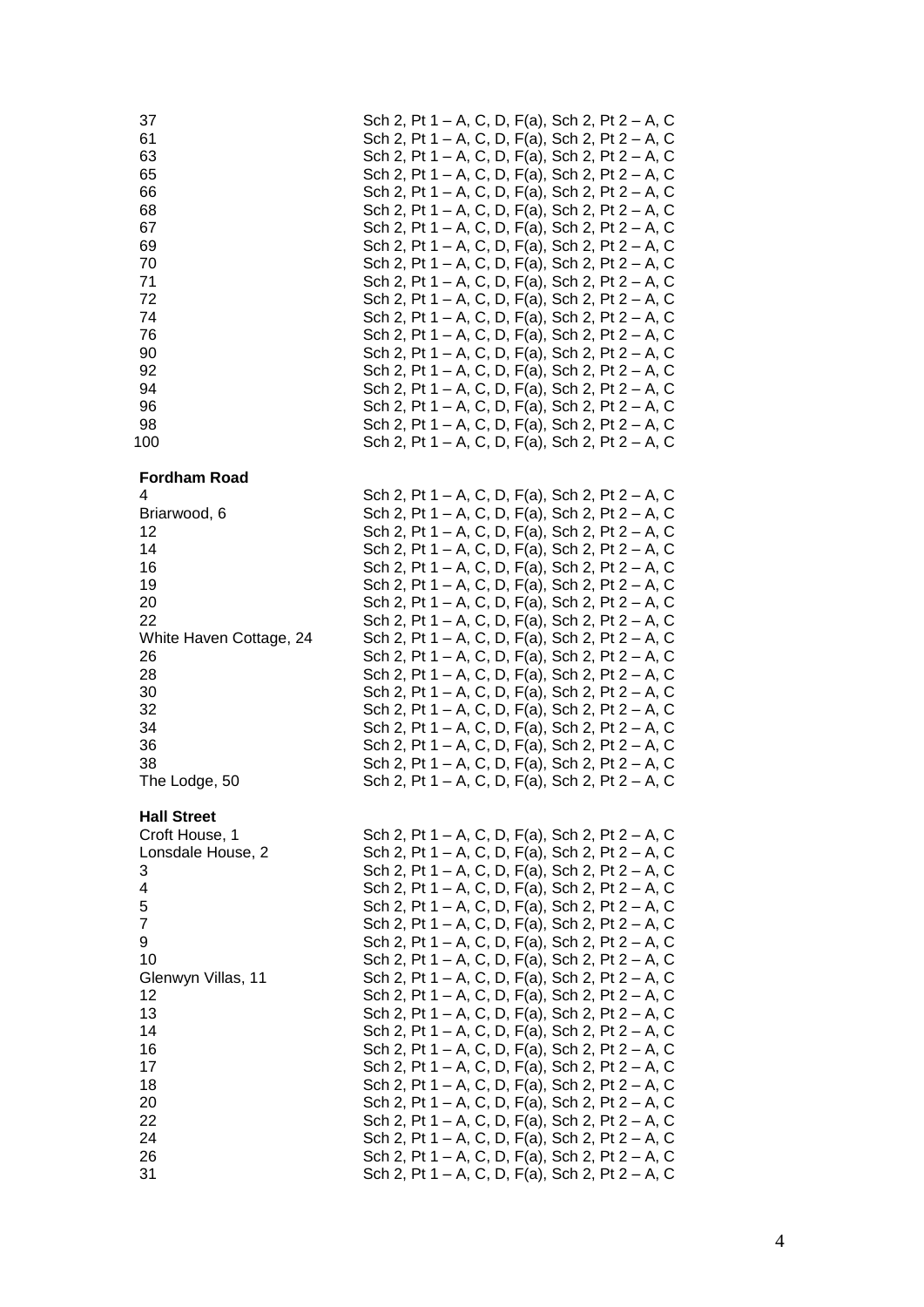| | |
|---|---|
| 37 | Sch 2, Pt 1 – A, C, D, F(a), Sch 2, Pt 2 – A, C |
| 61 | Sch 2, Pt 1 – A, C, D, F(a), Sch 2, Pt 2 – A, C |
| 63 | Sch 2, Pt 1 – A, C, D, F(a), Sch 2, Pt 2 – A, C |
| 65 | Sch 2, Pt 1 – A, C, D, F(a), Sch 2, Pt 2 – A, C |
| 66 | Sch 2, Pt 1 – A, C, D, F(a), Sch 2, Pt 2 – A, C |
| 68 | Sch 2, Pt 1 – A, C, D, F(a), Sch 2, Pt 2 – A, C |
| 67 | Sch 2, Pt 1 – A, C, D, F(a), Sch 2, Pt 2 – A, C |
| 69 | Sch 2, Pt 1 – A, C, D, F(a), Sch 2, Pt 2 – A, C |
| 70 | Sch 2, Pt 1 – A, C, D, F(a), Sch 2, Pt 2 – A, C |
| 71 | Sch 2, Pt 1 – A, C, D, F(a), Sch 2, Pt 2 – A, C |
| 72 | Sch 2, Pt 1 – A, C, D, F(a), Sch 2, Pt 2 – A, C |
| 74 | Sch 2, Pt 1 – A, C, D, F(a), Sch 2, Pt 2 – A, C |
| 76 | Sch 2, Pt 1 – A, C, D, F(a), Sch 2, Pt 2 – A, C |
| 90 | Sch 2, Pt 1 – A, C, D, F(a), Sch 2, Pt 2 – A, C |
| 92 | Sch 2, Pt 1 – A, C, D, F(a), Sch 2, Pt 2 – A, C |
| 94 | Sch 2, Pt 1 – A, C, D, F(a), Sch 2, Pt 2 – A, C |
| 96 | Sch 2, Pt 1 – A, C, D, F(a), Sch 2, Pt 2 – A, C |
| 98 | Sch 2, Pt 1 – A, C, D, F(a), Sch 2, Pt 2 – A, C |
| 100 | Sch 2, Pt 1 – A, C, D, F(a), Sch 2, Pt 2 – A, C |

**Fordham Road**

| | |
|---|---|
| 4 | Sch 2, Pt 1 – A, C, D, F(a), Sch 2, Pt 2 – A, C |
| Briarwood, 6 | Sch 2, Pt 1 – A, C, D, F(a), Sch 2, Pt 2 – A, C |
| 12 | Sch 2, Pt 1 – A, C, D, F(a), Sch 2, Pt 2 – A, C |
| 14 | Sch 2, Pt 1 – A, C, D, F(a), Sch 2, Pt 2 – A, C |
| 16 | Sch 2, Pt 1 – A, C, D, F(a), Sch 2, Pt 2 – A, C |
| 19 | Sch 2, Pt 1 – A, C, D, F(a), Sch 2, Pt 2 – A, C |
| 20 | Sch 2, Pt 1 – A, C, D, F(a), Sch 2, Pt 2 – A, C |
| 22 | Sch 2, Pt 1 – A, C, D, F(a), Sch 2, Pt 2 – A, C |
| White Haven Cottage, 24 | Sch 2, Pt 1 – A, C, D, F(a), Sch 2, Pt 2 – A, C |
| 26 | Sch 2, Pt 1 – A, C, D, F(a), Sch 2, Pt 2 – A, C |
| 28 | Sch 2, Pt 1 – A, C, D, F(a), Sch 2, Pt 2 – A, C |
| 30 | Sch 2, Pt 1 – A, C, D, F(a), Sch 2, Pt 2 – A, C |
| 32 | Sch 2, Pt 1 – A, C, D, F(a), Sch 2, Pt 2 – A, C |
| 34 | Sch 2, Pt 1 – A, C, D, F(a), Sch 2, Pt 2 – A, C |
| 36 | Sch 2, Pt 1 – A, C, D, F(a), Sch 2, Pt 2 – A, C |
| 38 | Sch 2, Pt 1 – A, C, D, F(a), Sch 2, Pt 2 – A, C |
| The Lodge, 50 | Sch 2, Pt 1 – A, C, D, F(a), Sch 2, Pt 2 – A, C |

**Hall Street**

| | |
|---|---|
| Croft House, 1 | Sch 2, Pt 1 – A, C, D, F(a), Sch 2, Pt 2 – A, C |
| Lonsdale House, 2 | Sch 2, Pt 1 – A, C, D, F(a), Sch 2, Pt 2 – A, C |
| 3 | Sch 2, Pt 1 – A, C, D, F(a), Sch 2, Pt 2 – A, C |
| 4 | Sch 2, Pt 1 – A, C, D, F(a), Sch 2, Pt 2 – A, C |
| 5 | Sch 2, Pt 1 – A, C, D, F(a), Sch 2, Pt 2 – A, C |
| 7 | Sch 2, Pt 1 – A, C, D, F(a), Sch 2, Pt 2 – A, C |
| 9 | Sch 2, Pt 1 – A, C, D, F(a), Sch 2, Pt 2 – A, C |
| 10 | Sch 2, Pt 1 – A, C, D, F(a), Sch 2, Pt 2 – A, C |
| Glenwyn Villas, 11 | Sch 2, Pt 1 – A, C, D, F(a), Sch 2, Pt 2 – A, C |
| 12 | Sch 2, Pt 1 – A, C, D, F(a), Sch 2, Pt 2 – A, C |
| 13 | Sch 2, Pt 1 – A, C, D, F(a), Sch 2, Pt 2 – A, C |
| 14 | Sch 2, Pt 1 – A, C, D, F(a), Sch 2, Pt 2 – A, C |
| 16 | Sch 2, Pt 1 – A, C, D, F(a), Sch 2, Pt 2 – A, C |
| 17 | Sch 2, Pt 1 – A, C, D, F(a), Sch 2, Pt 2 – A, C |
| 18 | Sch 2, Pt 1 – A, C, D, F(a), Sch 2, Pt 2 – A, C |
| 20 | Sch 2, Pt 1 – A, C, D, F(a), Sch 2, Pt 2 – A, C |
| 22 | Sch 2, Pt 1 – A, C, D, F(a), Sch 2, Pt 2 – A, C |
| 24 | Sch 2, Pt 1 – A, C, D, F(a), Sch 2, Pt 2 – A, C |
| 26 | Sch 2, Pt 1 – A, C, D, F(a), Sch 2, Pt 2 – A, C |
| 31 | Sch 2, Pt 1 – A, C, D, F(a), Sch 2, Pt 2 – A, C |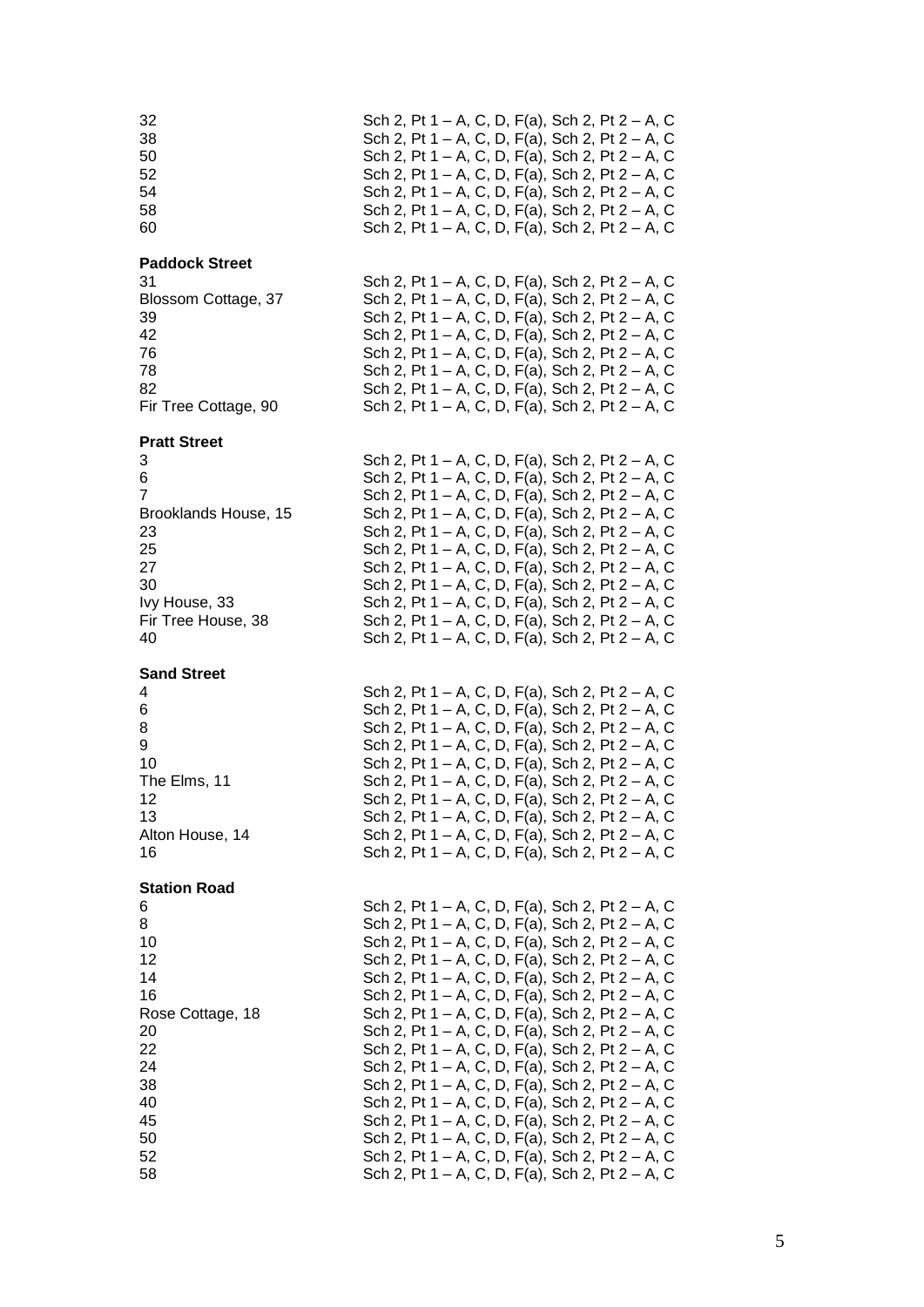| | |
|---|---|
| 32 | Sch 2, Pt 1 – A, C, D, F(a), Sch 2, Pt 2 – A, C |
| 38 | Sch 2, Pt 1 – A, C, D, F(a), Sch 2, Pt 2 – A, C |
| 50 | Sch 2, Pt 1 – A, C, D, F(a), Sch 2, Pt 2 – A, C |
| 52 | Sch 2, Pt 1 – A, C, D, F(a), Sch 2, Pt 2 – A, C |
| 54 | Sch 2, Pt 1 – A, C, D, F(a), Sch 2, Pt 2 – A, C |
| 58 | Sch 2, Pt 1 – A, C, D, F(a), Sch 2, Pt 2 – A, C |
| 60 | Sch 2, Pt 1 – A, C, D, F(a), Sch 2, Pt 2 – A, C |

**Paddock Street**

| | |
|---|---|
| 31 | Sch 2, Pt 1 – A, C, D, F(a), Sch 2, Pt 2 – A, C |
| Blossom Cottage, 37 | Sch 2, Pt 1 – A, C, D, F(a), Sch 2, Pt 2 – A, C |
| 39 | Sch 2, Pt 1 – A, C, D, F(a), Sch 2, Pt 2 – A, C |
| 42 | Sch 2, Pt 1 – A, C, D, F(a), Sch 2, Pt 2 – A, C |
| 76 | Sch 2, Pt 1 – A, C, D, F(a), Sch 2, Pt 2 – A, C |
| 78 | Sch 2, Pt 1 – A, C, D, F(a), Sch 2, Pt 2 – A, C |
| 82 | Sch 2, Pt 1 – A, C, D, F(a), Sch 2, Pt 2 – A, C |
| Fir Tree Cottage, 90 | Sch 2, Pt 1 – A, C, D, F(a), Sch 2, Pt 2 – A, C |

**Pratt Street**

| | |
|---|---|
| 3 | Sch 2, Pt 1 – A, C, D, F(a), Sch 2, Pt 2 – A, C |
| 6 | Sch 2, Pt 1 – A, C, D, F(a), Sch 2, Pt 2 – A, C |
| 7 | Sch 2, Pt 1 – A, C, D, F(a), Sch 2, Pt 2 – A, C |
| Brooklands House, 15 | Sch 2, Pt 1 – A, C, D, F(a), Sch 2, Pt 2 – A, C |
| 23 | Sch 2, Pt 1 – A, C, D, F(a), Sch 2, Pt 2 – A, C |
| 25 | Sch 2, Pt 1 – A, C, D, F(a), Sch 2, Pt 2 – A, C |
| 27 | Sch 2, Pt 1 – A, C, D, F(a), Sch 2, Pt 2 – A, C |
| 30 | Sch 2, Pt 1 – A, C, D, F(a), Sch 2, Pt 2 – A, C |
| Ivy House, 33 | Sch 2, Pt 1 – A, C, D, F(a), Sch 2, Pt 2 – A, C |
| Fir Tree House, 38 | Sch 2, Pt 1 – A, C, D, F(a), Sch 2, Pt 2 – A, C |
| 40 | Sch 2, Pt 1 – A, C, D, F(a), Sch 2, Pt 2 – A, C |

**Sand Street**

| | |
|---|---|
| 4 | Sch 2, Pt 1 – A, C, D, F(a), Sch 2, Pt 2 – A, C |
| 6 | Sch 2, Pt 1 – A, C, D, F(a), Sch 2, Pt 2 – A, C |
| 8 | Sch 2, Pt 1 – A, C, D, F(a), Sch 2, Pt 2 – A, C |
| 9 | Sch 2, Pt 1 – A, C, D, F(a), Sch 2, Pt 2 – A, C |
| 10 | Sch 2, Pt 1 – A, C, D, F(a), Sch 2, Pt 2 – A, C |
| The Elms, 11 | Sch 2, Pt 1 – A, C, D, F(a), Sch 2, Pt 2 – A, C |
| 12 | Sch 2, Pt 1 – A, C, D, F(a), Sch 2, Pt 2 – A, C |
| 13 | Sch 2, Pt 1 – A, C, D, F(a), Sch 2, Pt 2 – A, C |
| Alton House, 14 | Sch 2, Pt 1 – A, C, D, F(a), Sch 2, Pt 2 – A, C |
| 16 | Sch 2, Pt 1 – A, C, D, F(a), Sch 2, Pt 2 – A, C |

**Station Road**

| | |
|---|---|
| 6 | Sch 2, Pt 1 – A, C, D, F(a), Sch 2, Pt 2 – A, C |
| 8 | Sch 2, Pt 1 – A, C, D, F(a), Sch 2, Pt 2 – A, C |
| 10 | Sch 2, Pt 1 – A, C, D, F(a), Sch 2, Pt 2 – A, C |
| 12 | Sch 2, Pt 1 – A, C, D, F(a), Sch 2, Pt 2 – A, C |
| 14 | Sch 2, Pt 1 – A, C, D, F(a), Sch 2, Pt 2 – A, C |
| 16 | Sch 2, Pt 1 – A, C, D, F(a), Sch 2, Pt 2 – A, C |
| Rose Cottage, 18 | Sch 2, Pt 1 – A, C, D, F(a), Sch 2, Pt 2 – A, C |
| 20 | Sch 2, Pt 1 – A, C, D, F(a), Sch 2, Pt 2 – A, C |
| 22 | Sch 2, Pt 1 – A, C, D, F(a), Sch 2, Pt 2 – A, C |
| 24 | Sch 2, Pt 1 – A, C, D, F(a), Sch 2, Pt 2 – A, C |
| 38 | Sch 2, Pt 1 – A, C, D, F(a), Sch 2, Pt 2 – A, C |
| 40 | Sch 2, Pt 1 – A, C, D, F(a), Sch 2, Pt 2 – A, C |
| 45 | Sch 2, Pt 1 – A, C, D, F(a), Sch 2, Pt 2 – A, C |
| 50 | Sch 2, Pt 1 – A, C, D, F(a), Sch 2, Pt 2 – A, C |
| 52 | Sch 2, Pt 1 – A, C, D, F(a), Sch 2, Pt 2 – A, C |
| 58 | Sch 2, Pt 1 – A, C, D, F(a), Sch 2, Pt 2 – A, C |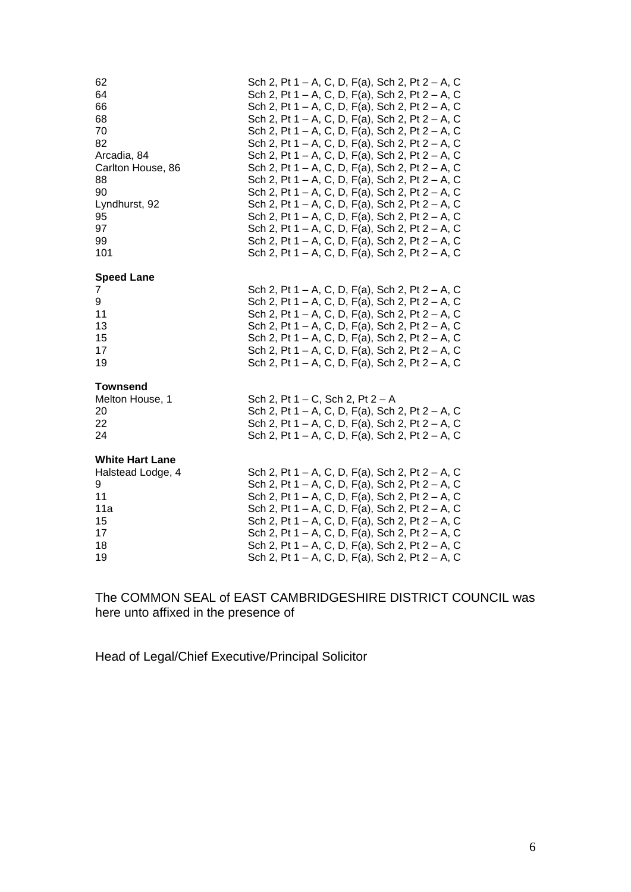| | |
|---|---|
| 62 | Sch 2, Pt 1 – A, C, D, F(a), Sch 2, Pt 2 – A, C |
| 64 | Sch 2, Pt 1 – A, C, D, F(a), Sch 2, Pt 2 – A, C |
| 66 | Sch 2, Pt 1 – A, C, D, F(a), Sch 2, Pt 2 – A, C |
| 68 | Sch 2, Pt 1 – A, C, D, F(a), Sch 2, Pt 2 – A, C |
| 70 | Sch 2, Pt 1 – A, C, D, F(a), Sch 2, Pt 2 – A, C |
| 82 | Sch 2, Pt 1 – A, C, D, F(a), Sch 2, Pt 2 – A, C |
| Arcadia, 84 | Sch 2, Pt 1 – A, C, D, F(a), Sch 2, Pt 2 – A, C |
| Carlton House, 86 | Sch 2, Pt 1 – A, C, D, F(a), Sch 2, Pt 2 – A, C |
| 88 | Sch 2, Pt 1 – A, C, D, F(a), Sch 2, Pt 2 – A, C |
| 90 | Sch 2, Pt 1 – A, C, D, F(a), Sch 2, Pt 2 – A, C |
| Lyndhurst, 92 | Sch 2, Pt 1 – A, C, D, F(a), Sch 2, Pt 2 – A, C |
| 95 | Sch 2, Pt 1 – A, C, D, F(a), Sch 2, Pt 2 – A, C |
| 97 | Sch 2, Pt 1 – A, C, D, F(a), Sch 2, Pt 2 – A, C |
| 99 | Sch 2, Pt 1 – A, C, D, F(a), Sch 2, Pt 2 – A, C |
| 101 | Sch 2, Pt 1 – A, C, D, F(a), Sch 2, Pt 2 – A, C |
| **Speed Lane** | |
| 7 | Sch 2, Pt 1 – A, C, D, F(a), Sch 2, Pt 2 – A, C |
| 9 | Sch 2, Pt 1 – A, C, D, F(a), Sch 2, Pt 2 – A, C |
| 11 | Sch 2, Pt 1 – A, C, D, F(a), Sch 2, Pt 2 – A, C |
| 13 | Sch 2, Pt 1 – A, C, D, F(a), Sch 2, Pt 2 – A, C |
| 15 | Sch 2, Pt 1 – A, C, D, F(a), Sch 2, Pt 2 – A, C |
| 17 | Sch 2, Pt 1 – A, C, D, F(a), Sch 2, Pt 2 – A, C |
| 19 | Sch 2, Pt 1 – A, C, D, F(a), Sch 2, Pt 2 – A, C |
| **Townsend** | |
| Melton House, 1 | Sch 2, Pt 1 – C, Sch 2, Pt 2 – A |
| 20 | Sch 2, Pt 1 – A, C, D, F(a), Sch 2, Pt 2 – A, C |
| 22 | Sch 2, Pt 1 – A, C, D, F(a), Sch 2, Pt 2 – A, C |
| 24 | Sch 2, Pt 1 – A, C, D, F(a), Sch 2, Pt 2 – A, C |
| **White Hart Lane** | |
| Halstead Lodge, 4 | Sch 2, Pt 1 – A, C, D, F(a), Sch 2, Pt 2 – A, C |
| 9 | Sch 2, Pt 1 – A, C, D, F(a), Sch 2, Pt 2 – A, C |
| 11 | Sch 2, Pt 1 – A, C, D, F(a), Sch 2, Pt 2 – A, C |
| 11a | Sch 2, Pt 1 – A, C, D, F(a), Sch 2, Pt 2 – A, C |
| 15 | Sch 2, Pt 1 – A, C, D, F(a), Sch 2, Pt 2 – A, C |
| 17 | Sch 2, Pt 1 – A, C, D, F(a), Sch 2, Pt 2 – A, C |
| 18 | Sch 2, Pt 1 – A, C, D, F(a), Sch 2, Pt 2 – A, C |
| 19 | Sch 2, Pt 1 – A, C, D, F(a), Sch 2, Pt 2 – A, C |

The COMMON SEAL of EAST CAMBRIDGESHIRE DISTRICT COUNCIL was here unto affixed in the presence of

Head of Legal/Chief Executive/Principal Solicitor